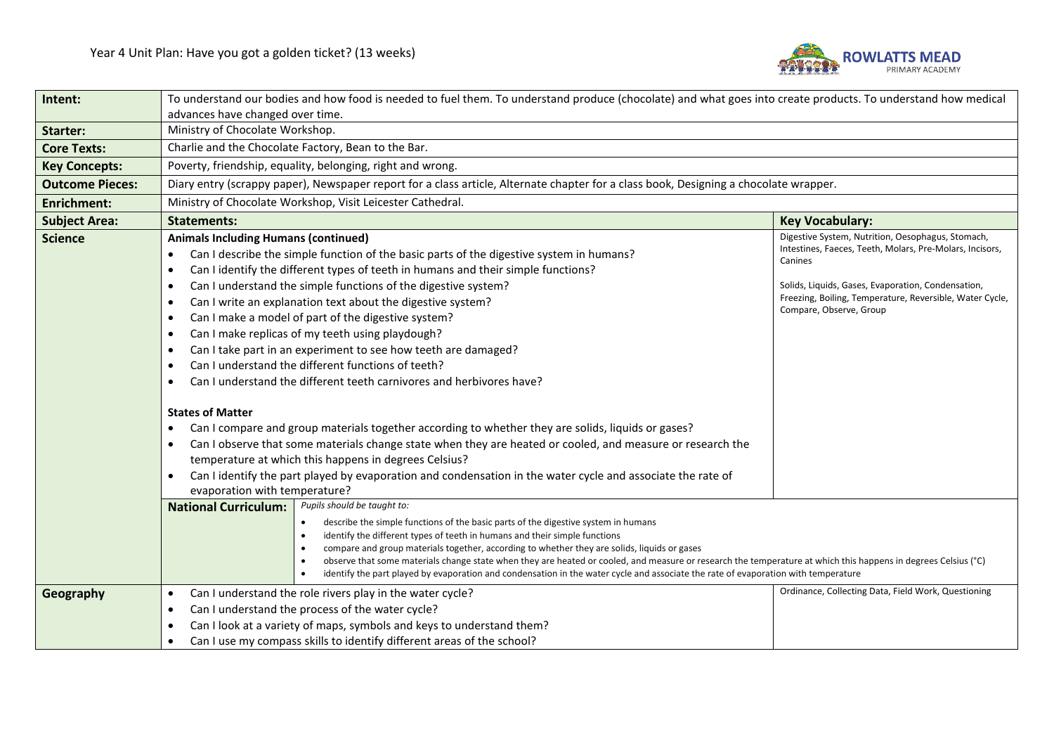# Year 4 Unit Plan: Have you got a golden ticket? (13 weeks)

ROWLATTS MEAD PRIMARY ACADEMY

| | | |
|---|---|---|
| **Intent:** | To understand our bodies and how food is needed to fuel them. To understand produce (chocolate) and what goes into create products. To understand how medical advances have changed over time. | |
| **Starter:** | Ministry of Chocolate Workshop. | |
| **Core Texts:** | Charlie and the Chocolate Factory, Bean to the Bar. | |
| **Key Concepts:** | Poverty, friendship, equality, belonging, right and wrong. | |
| **Outcome Pieces:** | Diary entry (scrappy paper), Newspaper report for a class article, Alternate chapter for a class book, Designing a chocolate wrapper. | |
| **Enrichment:** | Ministry of Chocolate Workshop, Visit Leicester Cathedral. | |
| **Subject Area:** | **Statements:** | **Key Vocabulary:** |
| **Science** | **Animals Including Humans (continued)**<br>• Can I describe the simple function of the basic parts of the digestive system in humans?<br>• Can I identify the different types of teeth in humans and their simple functions?<br>• Can I understand the simple functions of the digestive system?<br>• Can I write an explanation text about the digestive system?<br>• Can I make a model of part of the digestive system?<br>• Can I make replicas of my teeth using playdough?<br>• Can I take part in an experiment to see how teeth are damaged?<br>• Can I understand the different functions of teeth?<br>• Can I understand the different teeth carnivores and herbivores have?<br><br>**States of Matter**<br>• Can I compare and group materials together according to whether they are solids, liquids or gases?<br>• Can I observe that some materials change state when they are heated or cooled, and measure or research the temperature at which this happens in degrees Celsius?<br>• Can I identify the part played by evaporation and condensation in the water cycle and associate the rate of evaporation with temperature? | Digestive System, Nutrition, Oesophagus, Stomach, Intestines, Faeces, Teeth, Molars, Pre-Molars, Incisors, Canines<br><br>Solids, Liquids, Gases, Evaporation, Condensation, Freezing, Boiling, Temperature, Reversible, Water Cycle, Compare, Observe, Group |
| | **National Curriculum:** *Pupils should be taught to:*<br>• describe the simple functions of the basic parts of the digestive system in humans<br>• identify the different types of teeth in humans and their simple functions<br>• compare and group materials together, according to whether they are solids, liquids or gases<br>• observe that some materials change state when they are heated or cooled, and measure or research the temperature at which this happens in degrees Celsius (°C)<br>• identify the part played by evaporation and condensation in the water cycle and associate the rate of evaporation with temperature | |
| **Geography** | • Can I understand the role rivers play in the water cycle?<br>• Can I understand the process of the water cycle?<br>• Can I look at a variety of maps, symbols and keys to understand them?<br>• Can I use my compass skills to identify different areas of the school? | Ordinance, Collecting Data, Field Work, Questioning |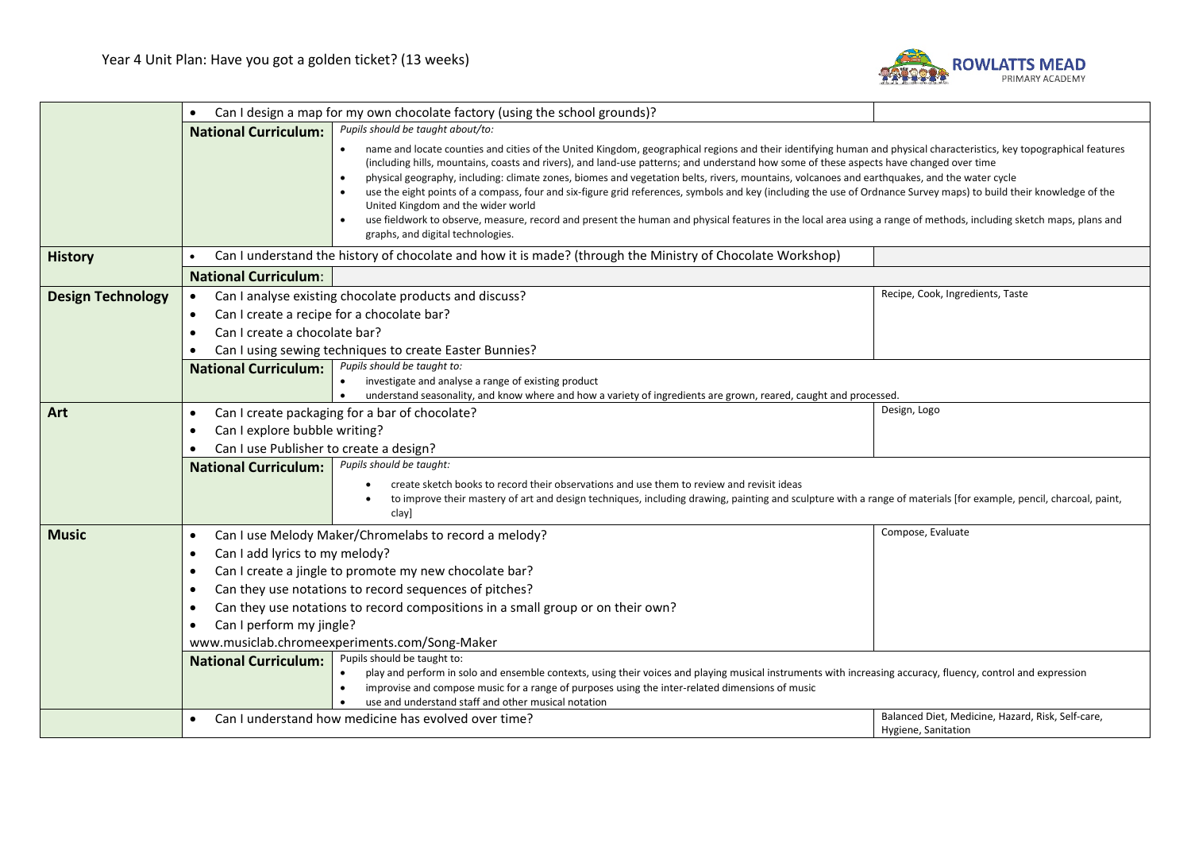Year 4 Unit Plan: Have you got a golden ticket? (13 weeks)

| Subject | Content | | Vocabulary |
|---|---|---|---|
| | • Can I design a map for my own chocolate factory (using the school grounds)? | | |
| | **National Curriculum:** | *Pupils should be taught about/to:* <br> • name and locate counties and cities of the United Kingdom, geographical regions and their identifying human and physical characteristics, key topographical features (including hills, mountains, coasts and rivers), and land-use patterns; and understand how some of these aspects have changed over time <br> • physical geography, including: climate zones, biomes and vegetation belts, rivers, mountains, volcanoes and earthquakes, and the water cycle <br> • use the eight points of a compass, four and six-figure grid references, symbols and key (including the use of Ordnance Survey maps) to build their knowledge of the United Kingdom and the wider world <br> • use fieldwork to observe, measure, record and present the human and physical features in the local area using a range of methods, including sketch maps, plans and graphs, and digital technologies. | |
| **History** | • Can I understand the history of chocolate and how it is made? (through the Ministry of Chocolate Workshop) | | |
| | **National Curriculum:** | | |
| **Design Technology** | • Can I analyse existing chocolate products and discuss? <br> • Can I create a recipe for a chocolate bar? <br> • Can I create a chocolate bar? <br> • Can I using sewing techniques to create Easter Bunnies? | | Recipe, Cook, Ingredients, Taste |
| | **National Curriculum:** | *Pupils should be taught to:* <br> • investigate and analyse a range of existing product <br> • understand seasonality, and know where and how a variety of ingredients are grown, reared, caught and processed. | |
| **Art** | • Can I create packaging for a bar of chocolate? <br> • Can I explore bubble writing? <br> • Can I use Publisher to create a design? | | Design, Logo |
| | **National Curriculum:** | *Pupils should be taught:* <br> • create sketch books to record their observations and use them to review and revisit ideas <br> • to improve their mastery of art and design techniques, including drawing, painting and sculpture with a range of materials [for example, pencil, charcoal, paint, clay] | |
| **Music** | • Can I use Melody Maker/Chromelabs to record a melody? <br> • Can I add lyrics to my melody? <br> • Can I create a jingle to promote my new chocolate bar? <br> • Can they use notations to record sequences of pitches? <br> • Can they use notations to record compositions in a small group or on their own? <br> • Can I perform my jingle? <br> www.musiclab.chromeexperiments.com/Song-Maker | | Compose, Evaluate |
| | **National Curriculum:** | Pupils should be taught to: <br> • play and perform in solo and ensemble contexts, using their voices and playing musical instruments with increasing accuracy, fluency, control and expression <br> • improvise and compose music for a range of purposes using the inter-related dimensions of music <br> • use and understand staff and other musical notation | |
| | • Can I understand how medicine has evolved over time? | | Balanced Diet, Medicine, Hazard, Risk, Self-care, Hygiene, Sanitation |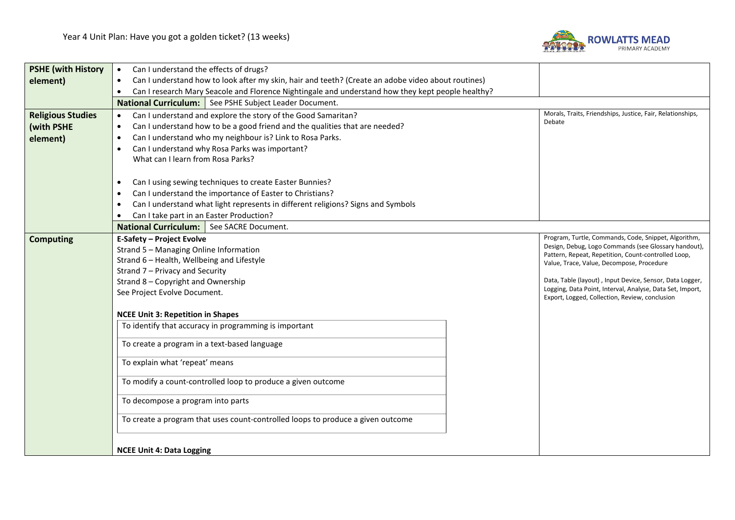Year 4 Unit Plan: Have you got a golden ticket? (13 weeks)

| Subject | Content | Vocabulary |
| --- | --- | --- |
| **PSHE (with History element)** | • Can I understand the effects of drugs?<br>• Can I understand how to look after my skin, hair and teeth? (Create an adobe video about routines)<br>• Can I research Mary Seacole and Florence Nightingale and understand how they kept people healthy?<br>**National Curriculum:** See PSHE Subject Leader Document. | |
| **Religious Studies (with PSHE element)** | • Can I understand and explore the story of the Good Samaritan?<br>• Can I understand how to be a good friend and the qualities that are needed?<br>• Can I understand who my neighbour is? Link to Rosa Parks.<br>• Can I understand why Rosa Parks was important? What can I learn from Rosa Parks?<br><br>• Can I using sewing techniques to create Easter Bunnies?<br>• Can I understand the importance of Easter to Christians?<br>• Can I understand what light represents in different religions? Signs and Symbols<br>• Can I take part in an Easter Production?<br>**National Curriculum:** See SACRE Document. | Morals, Traits, Friendships, Justice, Fair, Relationships, Debate |
| **Computing** | **E-Safety – Project Evolve**<br>Strand 5 – Managing Online Information<br>Strand 6 – Health, Wellbeing and Lifestyle<br>Strand 7 – Privacy and Security<br>Strand 8 – Copyright and Ownership<br>See Project Evolve Document.<br><br>**NCEE Unit 3: Repetition in Shapes**<br>To identify that accuracy in programming is important<br>To create a program in a text-based language<br>To explain what 'repeat' means<br>To modify a count-controlled loop to produce a given outcome<br>To decompose a program into parts<br>To create a program that uses count-controlled loops to produce a given outcome<br><br>**NCEE Unit 4: Data Logging** | Program, Turtle, Commands, Code, Snippet, Algorithm, Design, Debug, Logo Commands (see Glossary handout), Pattern, Repeat, Repetition, Count-controlled Loop, Value, Trace, Value, Decompose, Procedure<br><br>Data, Table (layout) , Input Device, Sensor, Data Logger, Logging, Data Point, Interval, Analyse, Data Set, Import, Export, Logged, Collection, Review, conclusion |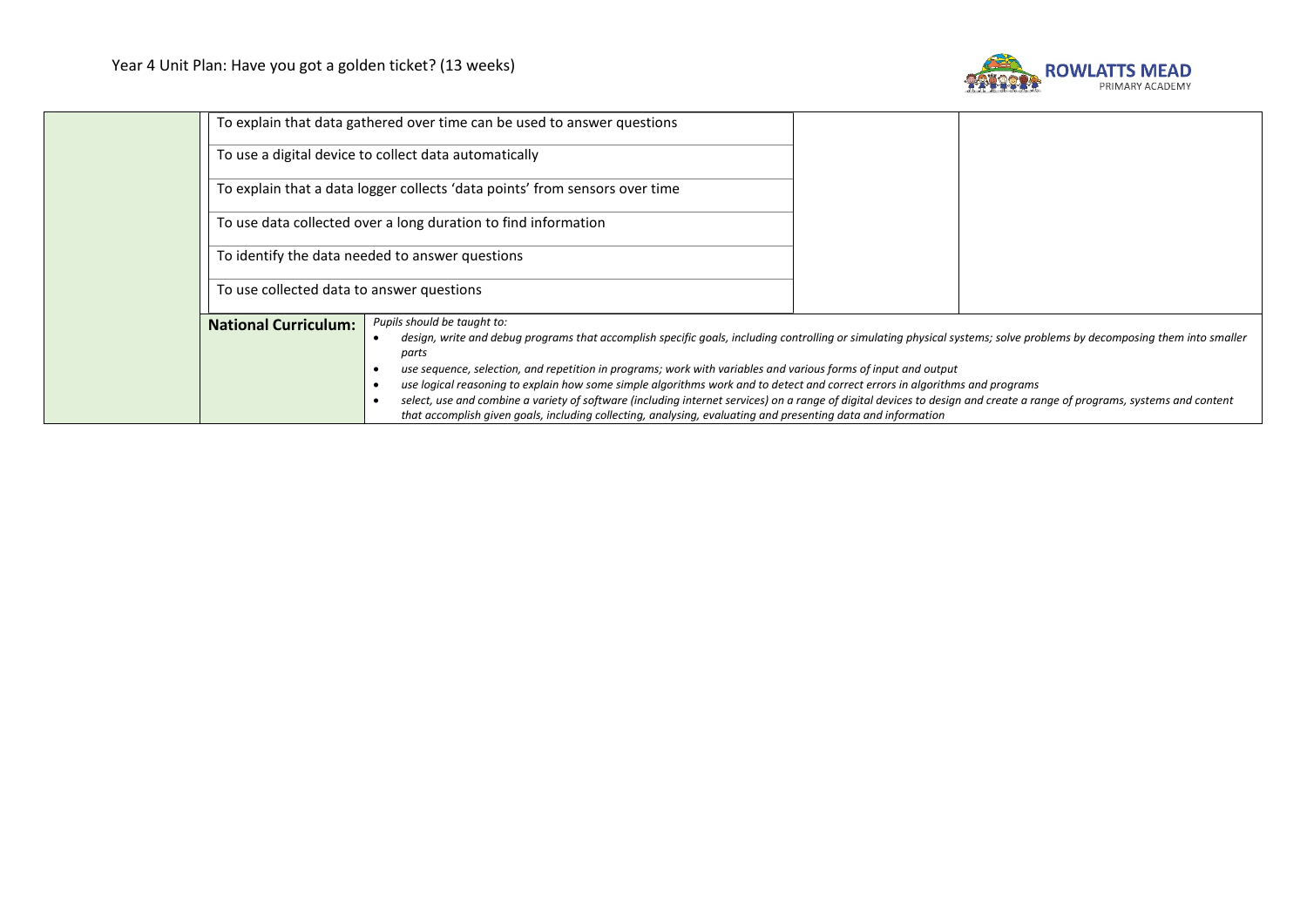Year 4 Unit Plan: Have you got a golden ticket? (13 weeks)

| | | | | |
|---|---|---|---|---|
| | To explain that data gathered over time can be used to answer questions | | | |
| | To use a digital device to collect data automatically | | | |
| | To explain that a data logger collects 'data points' from sensors over time | | | |
| | To use data collected over a long duration to find information | | | |
| | To identify the data needed to answer questions | | | |
| | To use collected data to answer questions | | | |
| | **National Curriculum:** | *Pupils should be taught to:*<br>• *design, write and debug programs that accomplish specific goals, including controlling or simulating physical systems; solve problems by decomposing them into smaller parts*<br>• *use sequence, selection, and repetition in programs; work with variables and various forms of input and output*<br>• *use logical reasoning to explain how some simple algorithms work and to detect and correct errors in algorithms and programs*<br>• *select, use and combine a variety of software (including internet services) on a range of digital devices to design and create a range of programs, systems and content that accomplish given goals, including collecting, analysing, evaluating and presenting data and information* | | |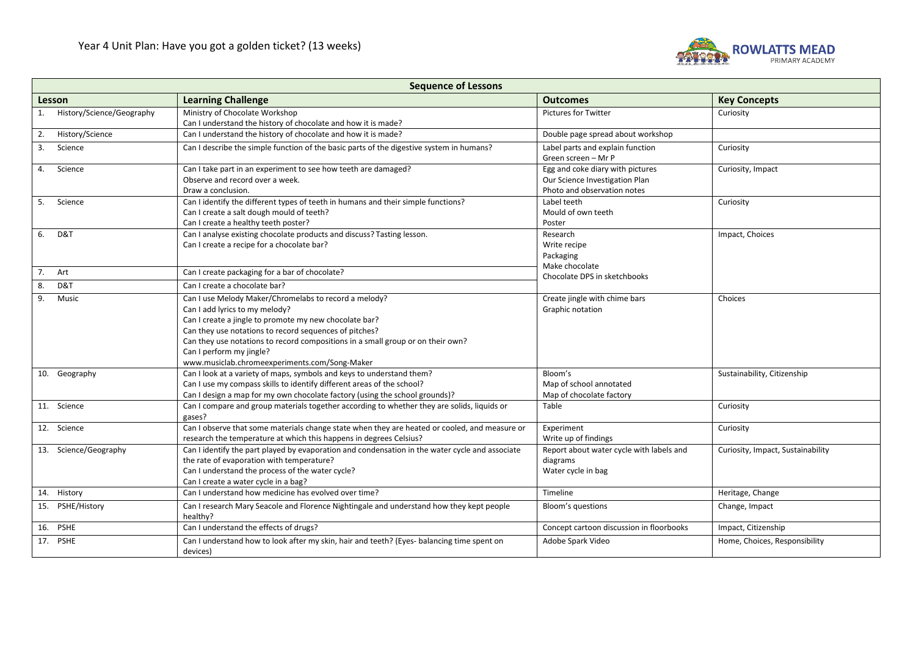Year 4 Unit Plan: Have you got a golden ticket? (13 weeks)

| Sequence of Lessons | | | |
|---|---|---|---|
| **Lesson** | **Learning Challenge** | **Outcomes** | **Key Concepts** |
| 1. History/Science/Geography | Ministry of Chocolate Workshop<br>Can I understand the history of chocolate and how it is made? | Pictures for Twitter | Curiosity |
| 2. History/Science | Can I understand the history of chocolate and how it is made? | Double page spread about workshop | |
| 3. Science | Can I describe the simple function of the basic parts of the digestive system in humans? | Label parts and explain function<br>Green screen – Mr P | Curiosity |
| 4. Science | Can I take part in an experiment to see how teeth are damaged?<br>Observe and record over a week.<br>Draw a conclusion. | Egg and coke diary with pictures<br>Our Science Investigation Plan<br>Photo and observation notes | Curiosity, Impact |
| 5. Science | Can I identify the different types of teeth in humans and their simple functions?<br>Can I create a salt dough mould of teeth?<br>Can I create a healthy teeth poster? | Label teeth<br>Mould of own teeth<br>Poster | Curiosity |
| 6. D&T | Can I analyse existing chocolate products and discuss? Tasting lesson.<br>Can I create a recipe for a chocolate bar? | Research<br>Write recipe<br>Packaging<br>Make chocolate<br>Chocolate DPS in sketchbooks | Impact, Choices |
| 7. Art | Can I create packaging for a bar of chocolate? | | |
| 8. D&T | Can I create a chocolate bar? | | |
| 9. Music | Can I use Melody Maker/Chromelabs to record a melody?<br>Can I add lyrics to my melody?<br>Can I create a jingle to promote my new chocolate bar?<br>Can they use notations to record sequences of pitches?<br>Can they use notations to record compositions in a small group or on their own?<br>Can I perform my jingle?<br>www.musiclab.chromeexperiments.com/Song-Maker | Create jingle with chime bars<br>Graphic notation | Choices |
| 10. Geography | Can I look at a variety of maps, symbols and keys to understand them?<br>Can I use my compass skills to identify different areas of the school?<br>Can I design a map for my own chocolate factory (using the school grounds)? | Bloom's<br>Map of school annotated<br>Map of chocolate factory | Sustainability, Citizenship |
| 11. Science | Can I compare and group materials together according to whether they are solids, liquids or gases? | Table | Curiosity |
| 12. Science | Can I observe that some materials change state when they are heated or cooled, and measure or research the temperature at which this happens in degrees Celsius? | Experiment<br>Write up of findings | Curiosity |
| 13. Science/Geography | Can I identify the part played by evaporation and condensation in the water cycle and associate the rate of evaporation with temperature?<br>Can I understand the process of the water cycle?<br>Can I create a water cycle in a bag? | Report about water cycle with labels and diagrams<br>Water cycle in bag | Curiosity, Impact, Sustainability |
| 14. History | Can I understand how medicine has evolved over time? | Timeline | Heritage, Change |
| 15. PSHE/History | Can I research Mary Seacole and Florence Nightingale and understand how they kept people healthy? | Bloom's questions | Change, Impact |
| 16. PSHE | Can I understand the effects of drugs? | Concept cartoon discussion in floorbooks | Impact, Citizenship |
| 17. PSHE | Can I understand how to look after my skin, hair and teeth? (Eyes- balancing time spent on devices) | Adobe Spark Video | Home, Choices, Responsibility |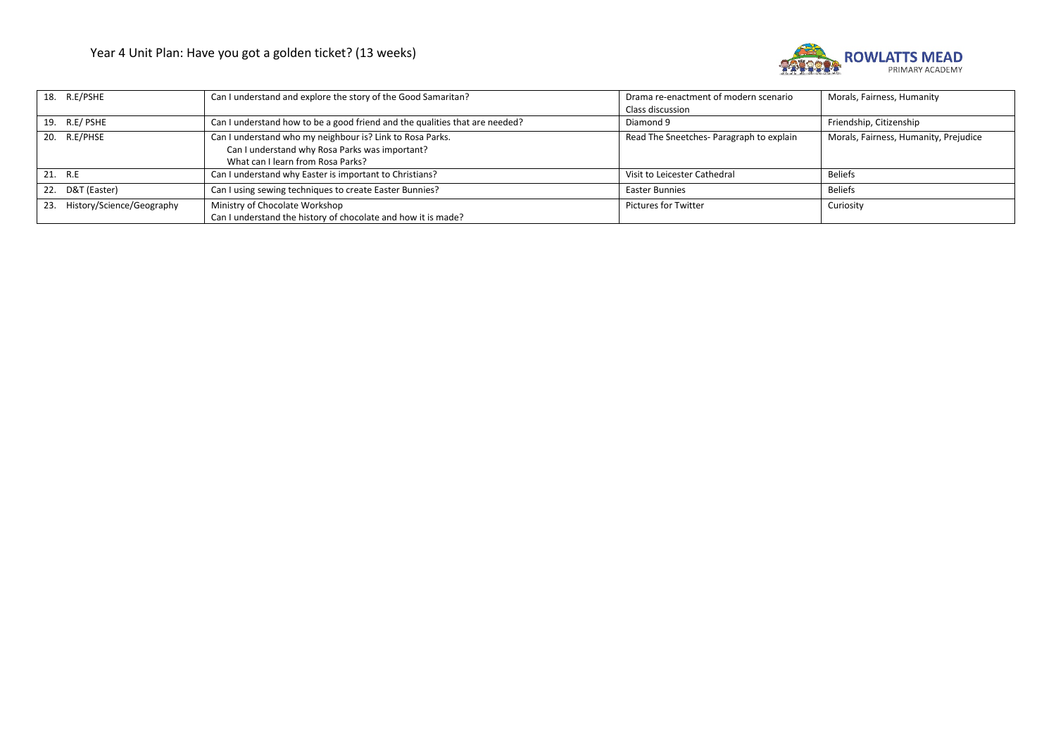# Year 4 Unit Plan: Have you got a golden ticket? (13 weeks)

ROWLATTS MEAD PRIMARY ACADEMY

| | | | |
|---|---|---|---|
| 18. R.E/PSHE | Can I understand and explore the story of the Good Samaritan? | Drama re-enactment of modern scenario<br>Class discussion | Morals, Fairness, Humanity |
| 19. R.E/ PSHE | Can I understand how to be a good friend and the qualities that are needed? | Diamond 9 | Friendship, Citizenship |
| 20. R.E/PHSE | Can I understand who my neighbour is? Link to Rosa Parks.<br>Can I understand why Rosa Parks was important?<br>What can I learn from Rosa Parks? | Read The Sneetches- Paragraph to explain | Morals, Fairness, Humanity, Prejudice |
| 21. R.E | Can I understand why Easter is important to Christians? | Visit to Leicester Cathedral | Beliefs |
| 22. D&T (Easter) | Can I using sewing techniques to create Easter Bunnies? | Easter Bunnies | Beliefs |
| 23. History/Science/Geography | Ministry of Chocolate Workshop<br>Can I understand the history of chocolate and how it is made? | Pictures for Twitter | Curiosity |